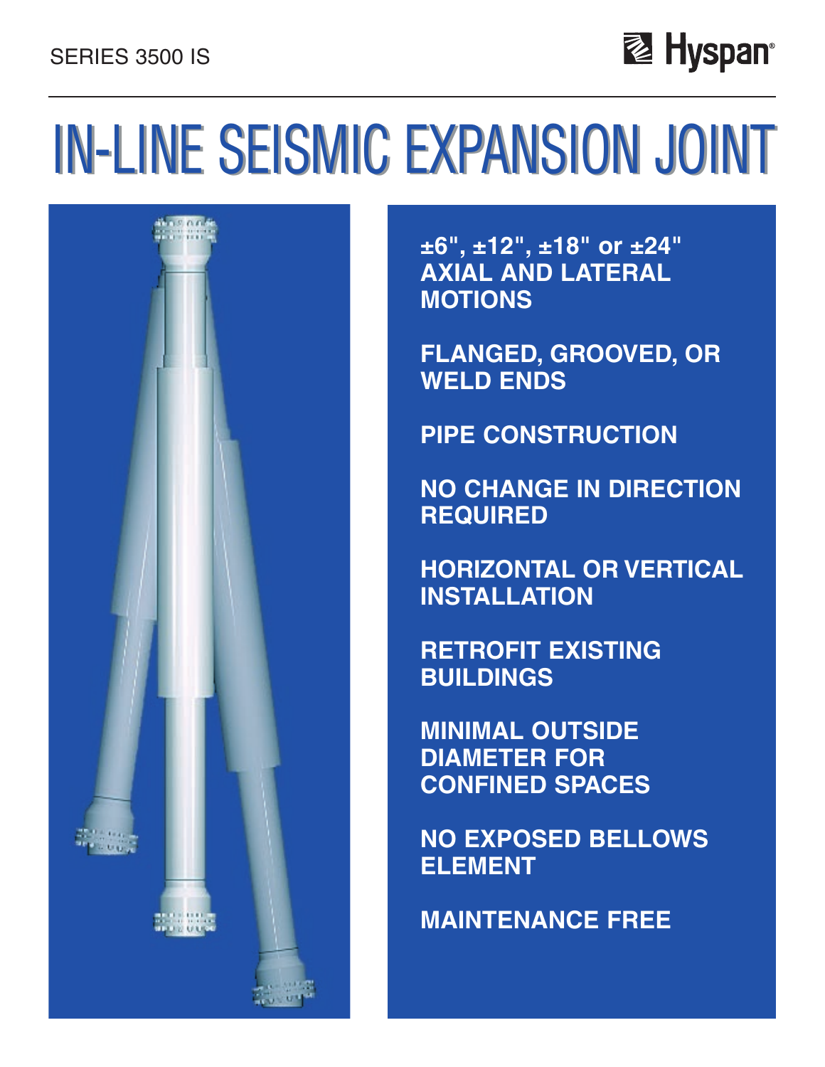SERIES 3500 IS

Hyspan®

# IN-LINE SEISMIC EXPANSION JOINT

**±6", ±12", ±18" or ±24" AXIAL AND LATERAL MOTIONS**

**FLANGED, GROOVED, OR WELD ENDS**

**PIPE CONSTRUCTION**

**NO CHANGE IN DIRECTION REQUIRED**

**HORIZONTAL OR VERTICAL INSTALLATION**

**RETROFIT EXISTING BUILDINGS**

**MINIMAL OUTSIDE DIAMETER FOR CONFINED SPACES**

**NO EXPOSED BELLOWS ELEMENT**

**MAINTENANCE FREE**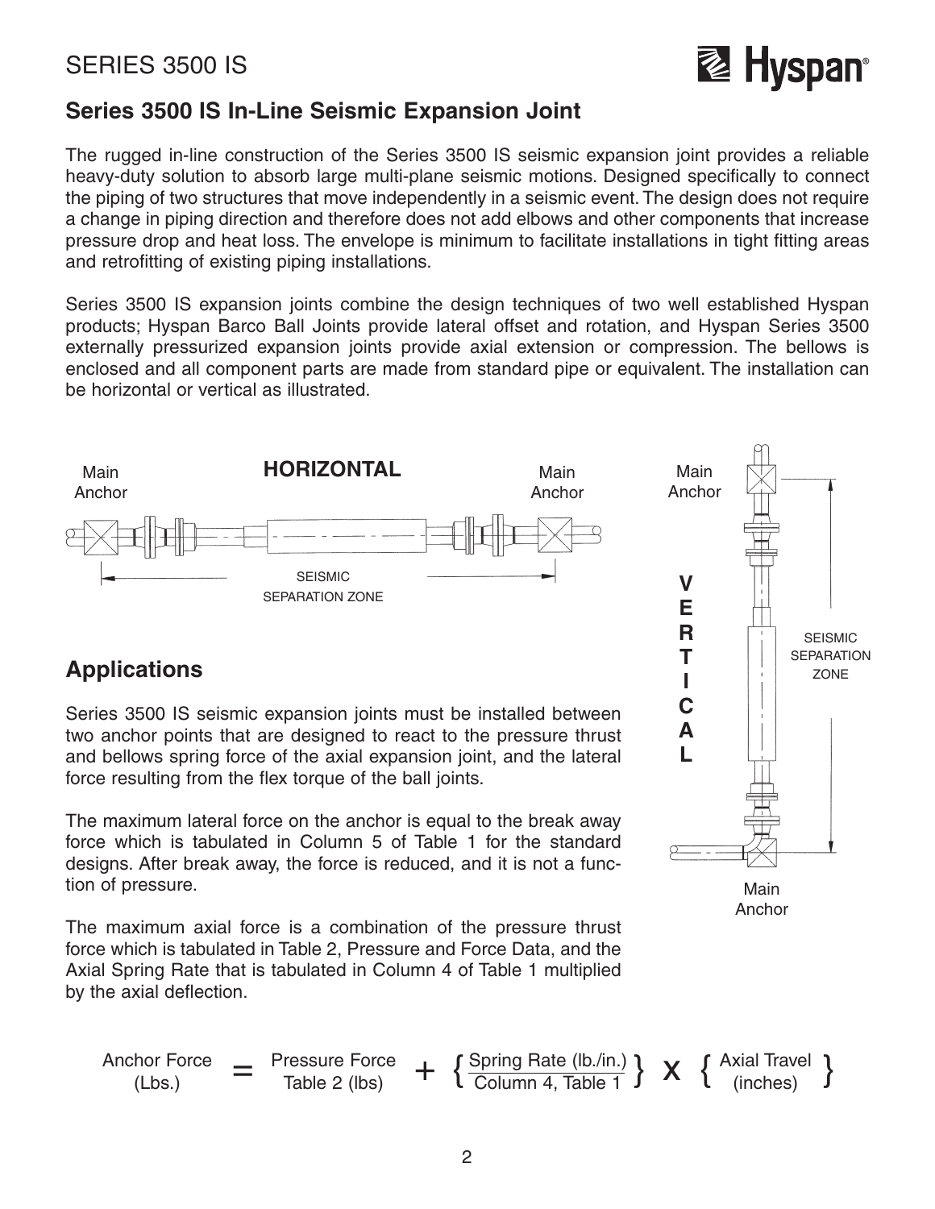## Series 3500 IS In-Line Seismic Expansion Joint

The rugged in-line construction of the Series 3500 IS seismic expansion joint provides a reliable heavy-duty solution to absorb large multi-plane seismic motions. Designed specifically to connect the piping of two structures that move independently in a seismic event. The design does not require a change in piping direction and therefore does not add elbows and other components that increase pressure drop and heat loss. The envelope is minimum to facilitate installations in tight fitting areas and retrofitting of existing piping installations.

Series 3500 IS expansion joints combine the design techniques of two well established Hyspan products; Hyspan Barco Ball Joints provide lateral offset and rotation, and Hyspan Series 3500 externally pressurized expansion joints provide axial extension or compression. The bellows is enclosed and all component parts are made from standard pipe or equivalent. The installation can be horizontal or vertical as illustrated.

HORIZONTAL

Main Anchor — SEISMIC SEPARATION ZONE — Main Anchor

VERTICAL

Main Anchor — SEISMIC SEPARATION ZONE — Main Anchor

## Applications

Series 3500 IS seismic expansion joints must be installed between two anchor points that are designed to react to the pressure thrust and bellows spring force of the axial expansion joint, and the lateral force resulting from the flex torque of the ball joints.

The maximum lateral force on the anchor is equal to the break away force which is tabulated in Column 5 of Table 1 for the standard designs. After break away, the force is reduced, and it is not a function of pressure.

The maximum axial force is a combination of the pressure thrust force which is tabulated in Table 2, Pressure and Force Data, and the Axial Spring Rate that is tabulated in Column 4 of Table 1 multiplied by the axial deflection.

$$\underset{\text{(Lbs.)}}{\text{Anchor Force}} = \underset{\text{Table 2 (lbs)}}{\text{Pressure Force}} + \left\{ \frac{\text{Spring Rate (lb./in.)}}{\text{Column 4, Table 1}} \right\} \times \left\{ \underset{\text{(inches)}}{\text{Axial Travel}} \right\}$$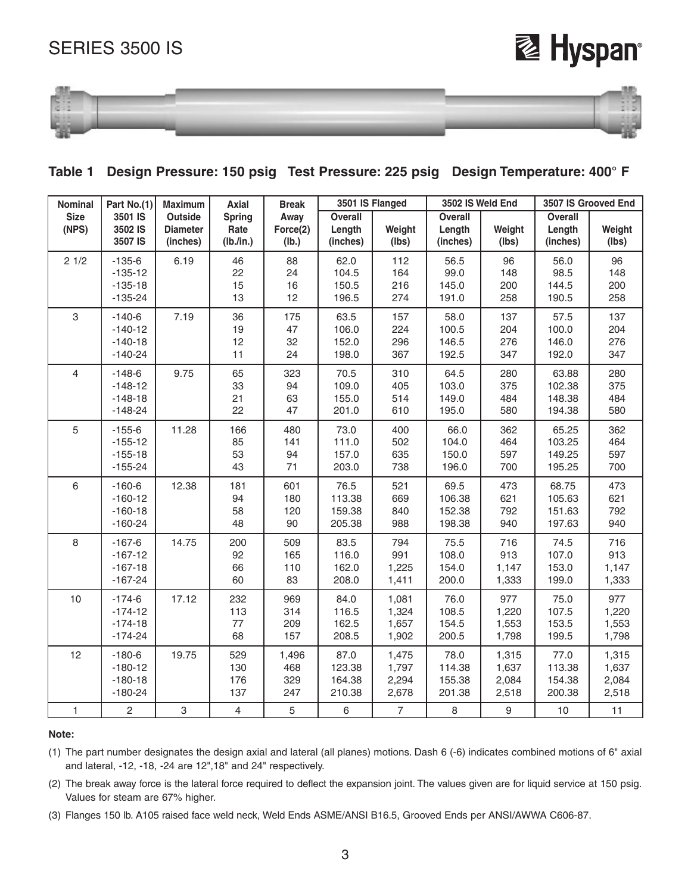# SERIES 3500 IS

## Table 1 Design Pressure: 150 psig Test Pressure: 225 psig Design Temperature: 400° F

| Nominal Size (NPS) | Part No.(1) 3501 IS 3502 IS 3507 IS | Maximum Outside Diameter (inches) | Axial Spring Rate (lb./in.) | Break Away Force(2) (lb.) | 3501 IS Flanged | | 3502 IS Weld End | | 3507 IS Grooved End | |
|---|---|---|---|---|---|---|---|---|---|---|
| | | | | | Overall Length (inches) | Weight (lbs) | Overall Length (inches) | Weight (lbs) | Overall Length (inches) | Weight (lbs) |
| 2 1/2 | -135-6 | 6.19 | 46 | 88 | 62.0 | 112 | 56.5 | 96 | 56.0 | 96 |
| | -135-12 | | 22 | 24 | 104.5 | 164 | 99.0 | 148 | 98.5 | 148 |
| | -135-18 | | 15 | 16 | 150.5 | 216 | 145.0 | 200 | 144.5 | 200 |
| | -135-24 | | 13 | 12 | 196.5 | 274 | 191.0 | 258 | 190.5 | 258 |
| 3 | -140-6 | 7.19 | 36 | 175 | 63.5 | 157 | 58.0 | 137 | 57.5 | 137 |
| | -140-12 | | 19 | 47 | 106.0 | 224 | 100.5 | 204 | 100.0 | 204 |
| | -140-18 | | 12 | 32 | 152.0 | 296 | 146.5 | 276 | 146.0 | 276 |
| | -140-24 | | 11 | 24 | 198.0 | 367 | 192.5 | 347 | 192.0 | 347 |
| 4 | -148-6 | 9.75 | 65 | 323 | 70.5 | 310 | 64.5 | 280 | 63.88 | 280 |
| | -148-12 | | 33 | 94 | 109.0 | 405 | 103.0 | 375 | 102.38 | 375 |
| | -148-18 | | 21 | 63 | 155.0 | 514 | 149.0 | 484 | 148.38 | 484 |
| | -148-24 | | 22 | 47 | 201.0 | 610 | 195.0 | 580 | 194.38 | 580 |
| 5 | -155-6 | 11.28 | 166 | 480 | 73.0 | 400 | 66.0 | 362 | 65.25 | 362 |
| | -155-12 | | 85 | 141 | 111.0 | 502 | 104.0 | 464 | 103.25 | 464 |
| | -155-18 | | 53 | 94 | 157.0 | 635 | 150.0 | 597 | 149.25 | 597 |
| | -155-24 | | 43 | 71 | 203.0 | 738 | 196.0 | 700 | 195.25 | 700 |
| 6 | -160-6 | 12.38 | 181 | 601 | 76.5 | 521 | 69.5 | 473 | 68.75 | 473 |
| | -160-12 | | 94 | 180 | 113.38 | 669 | 106.38 | 621 | 105.63 | 621 |
| | -160-18 | | 58 | 120 | 159.38 | 840 | 152.38 | 792 | 151.63 | 792 |
| | -160-24 | | 48 | 90 | 205.38 | 988 | 198.38 | 940 | 197.63 | 940 |
| 8 | -167-6 | 14.75 | 200 | 509 | 83.5 | 794 | 75.5 | 716 | 74.5 | 716 |
| | -167-12 | | 92 | 165 | 116.0 | 991 | 108.0 | 913 | 107.0 | 913 |
| | -167-18 | | 66 | 110 | 162.0 | 1,225 | 154.0 | 1,147 | 153.0 | 1,147 |
| | -167-24 | | 60 | 83 | 208.0 | 1,411 | 200.0 | 1,333 | 199.0 | 1,333 |
| 10 | -174-6 | 17.12 | 232 | 969 | 84.0 | 1,081 | 76.0 | 977 | 75.0 | 977 |
| | -174-12 | | 113 | 314 | 116.5 | 1,324 | 108.5 | 1,220 | 107.5 | 1,220 |
| | -174-18 | | 77 | 209 | 162.5 | 1,657 | 154.5 | 1,553 | 153.5 | 1,553 |
| | -174-24 | | 68 | 157 | 208.5 | 1,902 | 200.5 | 1,798 | 199.5 | 1,798 |
| 12 | -180-6 | 19.75 | 529 | 1,496 | 87.0 | 1,475 | 78.0 | 1,315 | 77.0 | 1,315 |
| | -180-12 | | 130 | 468 | 123.38 | 1,797 | 114.38 | 1,637 | 113.38 | 1,637 |
| | -180-18 | | 176 | 329 | 164.38 | 2,294 | 155.38 | 2,084 | 154.38 | 2,084 |
| | -180-24 | | 137 | 247 | 210.38 | 2,678 | 201.38 | 2,518 | 200.38 | 2,518 |
| 1 | 2 | 3 | 4 | 5 | 6 | 7 | 8 | 9 | 10 | 11 |

**Note:**

(1) The part number designates the design axial and lateral (all planes) motions. Dash 6 (-6) indicates combined motions of 6" axial and lateral, -12, -18, -24 are 12",18" and 24" respectively.

(2) The break away force is the lateral force required to deflect the expansion joint. The values given are for liquid service at 150 psig. Values for steam are 67% higher.

(3) Flanges 150 lb. A105 raised face weld neck, Weld Ends ASME/ANSI B16.5, Grooved Ends per ANSI/AWWA C606-87.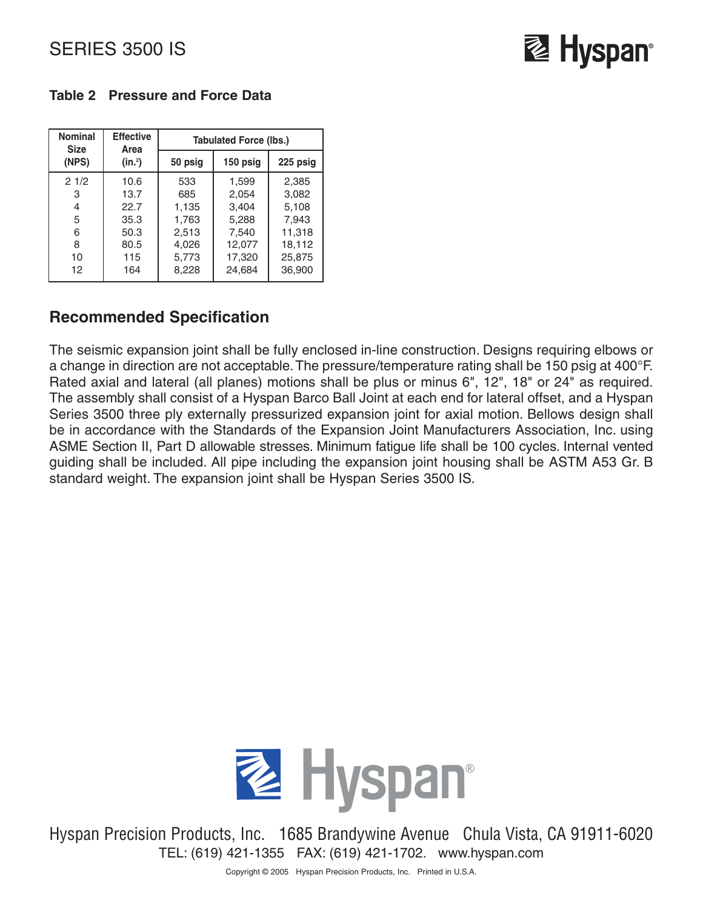## Table 2 Pressure and Force Data

| Nominal Size (NPS) | Effective Area (in.$^2$) | Tabulated Force (lbs.) | | |
|---|---|---|---|---|
| | | 50 psig | 150 psig | 225 psig |
| 2 1/2 | 10.6 | 533 | 1,599 | 2,385 |
| 3 | 13.7 | 685 | 2,054 | 3,082 |
| 4 | 22.7 | 1,135 | 3,404 | 5,108 |
| 5 | 35.3 | 1,763 | 5,288 | 7,943 |
| 6 | 50.3 | 2,513 | 7,540 | 11,318 |
| 8 | 80.5 | 4,026 | 12,077 | 18,112 |
| 10 | 115 | 5,773 | 17,320 | 25,875 |
| 12 | 164 | 8,228 | 24,684 | 36,900 |

## Recommended Specification

The seismic expansion joint shall be fully enclosed in-line construction. Designs requiring elbows or a change in direction are not acceptable. The pressure/temperature rating shall be 150 psig at 400°F. Rated axial and lateral (all planes) motions shall be plus or minus 6", 12", 18" or 24" as required. The assembly shall consist of a Hyspan Barco Ball Joint at each end for lateral offset, and a Hyspan Series 3500 three ply externally pressurized expansion joint for axial motion. Bellows design shall be in accordance with the Standards of the Expansion Joint Manufacturers Association, Inc. using ASME Section II, Part D allowable stresses. Minimum fatigue life shall be 100 cycles. Internal vented guiding shall be included. All pipe including the expansion joint housing shall be ASTM A53 Gr. B standard weight. The expansion joint shall be Hyspan Series 3500 IS.

Hyspan®

Hyspan Precision Products, Inc. 1685 Brandywine Avenue Chula Vista, CA 91911-6020
TEL: (619) 421-1355 FAX: (619) 421-1702. www.hyspan.com

Copyright © 2005 Hyspan Precision Products, Inc. Printed in U.S.A.